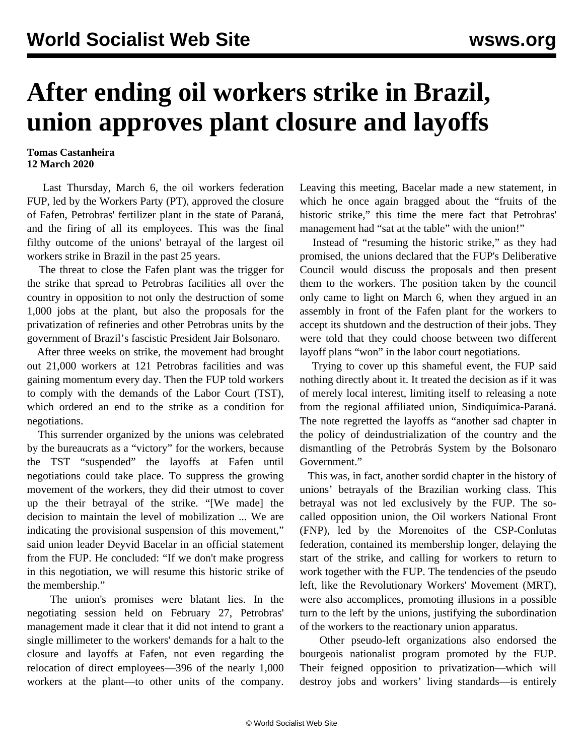# After ending oil workers strike in Brazil, union approves plant closure and layoffs

**Tomas Castanheira**
**12 March 2020**

Last Thursday, March 6, the oil workers federation FUP, led by the Workers Party (PT), approved the closure of Fafen, Petrobras' fertilizer plant in the state of Paraná, and the firing of all its employees. This was the final filthy outcome of the unions' betrayal of the largest oil workers strike in Brazil in the past 25 years.

The threat to close the Fafen plant was the trigger for the strike that spread to Petrobras facilities all over the country in opposition to not only the destruction of some 1,000 jobs at the plant, but also the proposals for the privatization of refineries and other Petrobras units by the government of Brazil's fascistic President Jair Bolsonaro.

After three weeks on strike, the movement had brought out 21,000 workers at 121 Petrobras facilities and was gaining momentum every day. Then the FUP told workers to comply with the demands of the Labor Court (TST), which ordered an end to the strike as a condition for negotiations.

This surrender organized by the unions was celebrated by the bureaucrats as a "victory" for the workers, because the TST "suspended" the layoffs at Fafen until negotiations could take place. To suppress the growing movement of the workers, they did their utmost to cover up the their betrayal of the strike. "[We made] the decision to maintain the level of mobilization ... We are indicating the provisional suspension of this movement," said union leader Deyvid Bacelar in an official statement from the FUP. He concluded: "If we don't make progress in this negotiation, we will resume this historic strike of the membership."

The union's promises were blatant lies. In the negotiating session held on February 27, Petrobras' management made it clear that it did not intend to grant a single millimeter to the workers' demands for a halt to the closure and layoffs at Fafen, not even regarding the relocation of direct employees—396 of the nearly 1,000 workers at the plant—to other units of the company. Leaving this meeting, Bacelar made a new statement, in which he once again bragged about the "fruits of the historic strike," this time the mere fact that Petrobras' management had "sat at the table" with the union!"

Instead of "resuming the historic strike," as they had promised, the unions declared that the FUP's Deliberative Council would discuss the proposals and then present them to the workers. The position taken by the council only came to light on March 6, when they argued in an assembly in front of the Fafen plant for the workers to accept its shutdown and the destruction of their jobs. They were told that they could choose between two different layoff plans "won" in the labor court negotiations.

Trying to cover up this shameful event, the FUP said nothing directly about it. It treated the decision as if it was of merely local interest, limiting itself to releasing a note from the regional affiliated union, Sindiquímica-Paraná. The note regretted the layoffs as "another sad chapter in the policy of deindustrialization of the country and the dismantling of the Petrobrás System by the Bolsonaro Government."

This was, in fact, another sordid chapter in the history of unions' betrayals of the Brazilian working class. This betrayal was not led exclusively by the FUP. The so-called opposition union, the Oil workers National Front (FNP), led by the Morenoites of the CSP-Conlutas federation, contained its membership longer, delaying the start of the strike, and calling for workers to return to work together with the FUP. The tendencies of the pseudo left, like the Revolutionary Workers' Movement (MRT), were also accomplices, promoting illusions in a possible turn to the left by the unions, justifying the subordination of the workers to the reactionary union apparatus.

Other pseudo-left organizations also endorsed the bourgeois nationalist program promoted by the FUP. Their feigned opposition to privatization—which will destroy jobs and workers' living standards—is entirely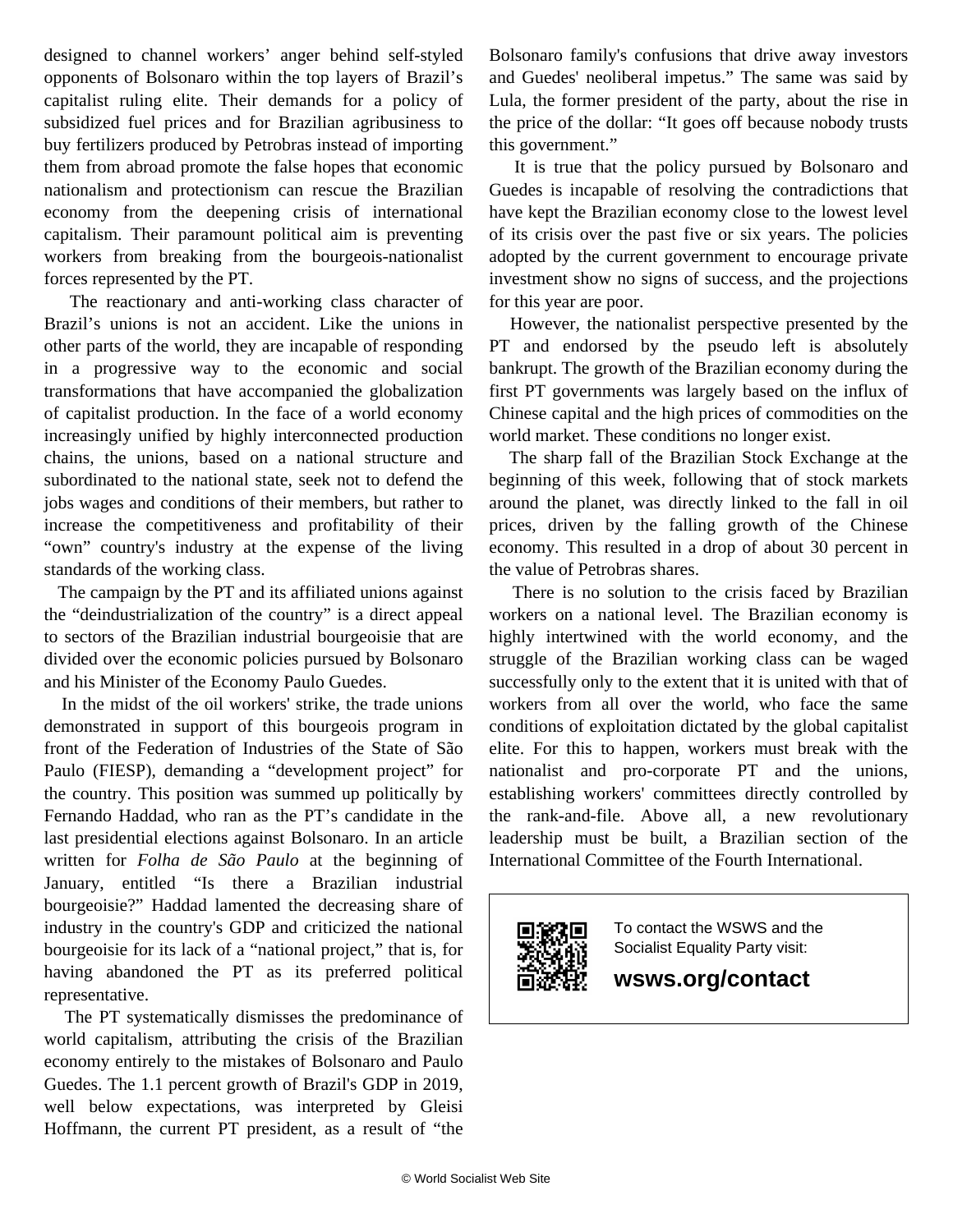designed to channel workers' anger behind self-styled opponents of Bolsonaro within the top layers of Brazil's capitalist ruling elite. Their demands for a policy of subsidized fuel prices and for Brazilian agribusiness to buy fertilizers produced by Petrobras instead of importing them from abroad promote the false hopes that economic nationalism and protectionism can rescue the Brazilian economy from the deepening crisis of international capitalism. Their paramount political aim is preventing workers from breaking from the bourgeois-nationalist forces represented by the PT.

The reactionary and anti-working class character of Brazil's unions is not an accident. Like the unions in other parts of the world, they are incapable of responding in a progressive way to the economic and social transformations that have accompanied the globalization of capitalist production. In the face of a world economy increasingly unified by highly interconnected production chains, the unions, based on a national structure and subordinated to the national state, seek not to defend the jobs wages and conditions of their members, but rather to increase the competitiveness and profitability of their "own" country's industry at the expense of the living standards of the working class.

The campaign by the PT and its affiliated unions against the "deindustrialization of the country" is a direct appeal to sectors of the Brazilian industrial bourgeoisie that are divided over the economic policies pursued by Bolsonaro and his Minister of the Economy Paulo Guedes.

In the midst of the oil workers' strike, the trade unions demonstrated in support of this bourgeois program in front of the Federation of Industries of the State of São Paulo (FIESP), demanding a "development project" for the country. This position was summed up politically by Fernando Haddad, who ran as the PT's candidate in the last presidential elections against Bolsonaro. In an article written for *Folha de São Paulo* at the beginning of January, entitled "Is there a Brazilian industrial bourgeoisie?" Haddad lamented the decreasing share of industry in the country's GDP and criticized the national bourgeoisie for its lack of a "national project," that is, for having abandoned the PT as its preferred political representative.

The PT systematically dismisses the predominance of world capitalism, attributing the crisis of the Brazilian economy entirely to the mistakes of Bolsonaro and Paulo Guedes. The 1.1 percent growth of Brazil's GDP in 2019, well below expectations, was interpreted by Gleisi Hoffmann, the current PT president, as a result of "the Bolsonaro family's confusions that drive away investors and Guedes' neoliberal impetus." The same was said by Lula, the former president of the party, about the rise in the price of the dollar: "It goes off because nobody trusts this government."

It is true that the policy pursued by Bolsonaro and Guedes is incapable of resolving the contradictions that have kept the Brazilian economy close to the lowest level of its crisis over the past five or six years. The policies adopted by the current government to encourage private investment show no signs of success, and the projections for this year are poor.

However, the nationalist perspective presented by the PT and endorsed by the pseudo left is absolutely bankrupt. The growth of the Brazilian economy during the first PT governments was largely based on the influx of Chinese capital and the high prices of commodities on the world market. These conditions no longer exist.

The sharp fall of the Brazilian Stock Exchange at the beginning of this week, following that of stock markets around the planet, was directly linked to the fall in oil prices, driven by the falling growth of the Chinese economy. This resulted in a drop of about 30 percent in the value of Petrobras shares.

There is no solution to the crisis faced by Brazilian workers on a national level. The Brazilian economy is highly intertwined with the world economy, and the struggle of the Brazilian working class can be waged successfully only to the extent that it is united with that of workers from all over the world, who face the same conditions of exploitation dictated by the global capitalist elite. For this to happen, workers must break with the nationalist and pro-corporate PT and the unions, establishing workers' committees directly controlled by the rank-and-file. Above all, a new revolutionary leadership must be built, a Brazilian section of the International Committee of the Fourth International.

To contact the WSWS and the Socialist Equality Party visit:

**wsws.org/contact**